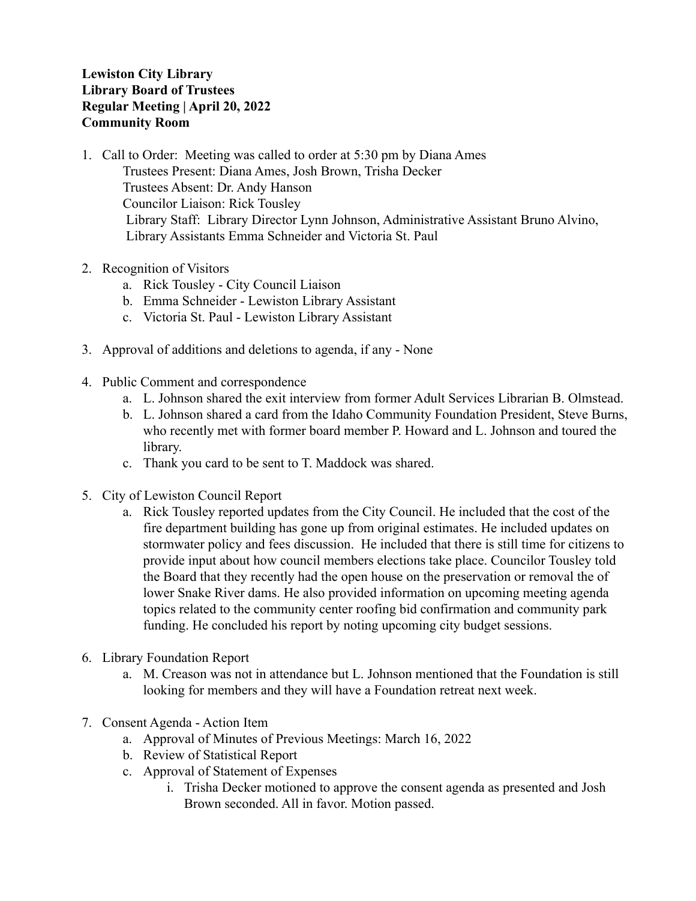**Lewiston City Library**
**Library Board of Trustees**
**Regular Meeting | April 20, 2022**
**Community Room**

1. Call to Order: Meeting was called to order at 5:30 pm by Diana Ames
   Trustees Present: Diana Ames, Josh Brown, Trisha Decker
   Trustees Absent: Dr. Andy Hanson
   Councilor Liaison: Rick Tousley
   Library Staff: Library Director Lynn Johnson, Administrative Assistant Bruno Alvino, Library Assistants Emma Schneider and Victoria St. Paul

2. Recognition of Visitors
   a. Rick Tousley - City Council Liaison
   b. Emma Schneider - Lewiston Library Assistant
   c. Victoria St. Paul - Lewiston Library Assistant

3. Approval of additions and deletions to agenda, if any - None

4. Public Comment and correspondence
   a. L. Johnson shared the exit interview from former Adult Services Librarian B. Olmstead.
   b. L. Johnson shared a card from the Idaho Community Foundation President, Steve Burns, who recently met with former board member P. Howard and L. Johnson and toured the library.
   c. Thank you card to be sent to T. Maddock was shared.

5. City of Lewiston Council Report
   a. Rick Tousley reported updates from the City Council. He included that the cost of the fire department building has gone up from original estimates. He included updates on stormwater policy and fees discussion. He included that there is still time for citizens to provide input about how council members elections take place. Councilor Tousley told the Board that they recently had the open house on the preservation or removal the of lower Snake River dams. He also provided information on upcoming meeting agenda topics related to the community center roofing bid confirmation and community park funding. He concluded his report by noting upcoming city budget sessions.

6. Library Foundation Report
   a. M. Creason was not in attendance but L. Johnson mentioned that the Foundation is still looking for members and they will have a Foundation retreat next week.

7. Consent Agenda - Action Item
   a. Approval of Minutes of Previous Meetings: March 16, 2022
   b. Review of Statistical Report
   c. Approval of Statement of Expenses
      i. Trisha Decker motioned to approve the consent agenda as presented and Josh Brown seconded. All in favor. Motion passed.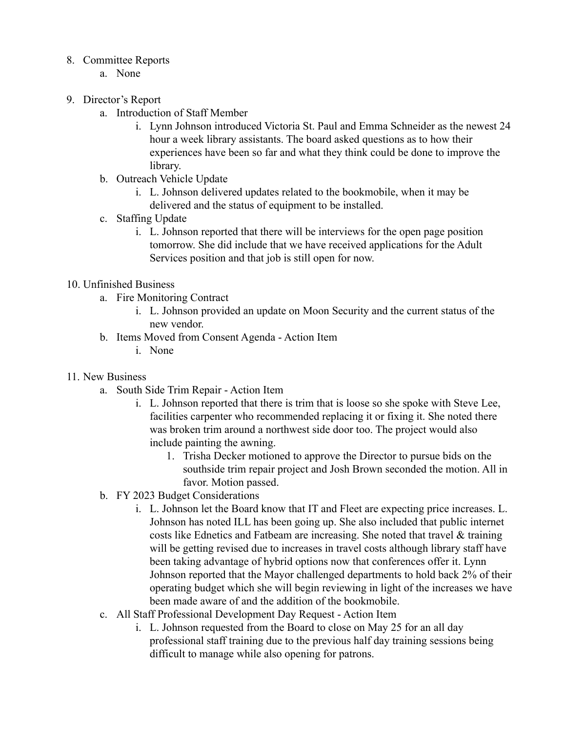8. Committee Reports
    a. None

9. Director's Report
    a. Introduction of Staff Member
        i. Lynn Johnson introduced Victoria St. Paul and Emma Schneider as the newest 24 hour a week library assistants. The board asked questions as to how their experiences have been so far and what they think could be done to improve the library.
    b. Outreach Vehicle Update
        i. L. Johnson delivered updates related to the bookmobile, when it may be delivered and the status of equipment to be installed.
    c. Staffing Update
        i. L. Johnson reported that there will be interviews for the open page position tomorrow. She did include that we have received applications for the Adult Services position and that job is still open for now.

10. Unfinished Business
    a. Fire Monitoring Contract
        i. L. Johnson provided an update on Moon Security and the current status of the new vendor.
    b. Items Moved from Consent Agenda - Action Item
        i. None

11. New Business
    a. South Side Trim Repair - Action Item
        i. L. Johnson reported that there is trim that is loose so she spoke with Steve Lee, facilities carpenter who recommended replacing it or fixing it. She noted there was broken trim around a northwest side door too. The project would also include painting the awning.
            1. Trisha Decker motioned to approve the Director to pursue bids on the southside trim repair project and Josh Brown seconded the motion. All in favor. Motion passed.
    b. FY 2023 Budget Considerations
        i. L. Johnson let the Board know that IT and Fleet are expecting price increases. L. Johnson has noted ILL has been going up. She also included that public internet costs like Ednetics and Fatbeam are increasing. She noted that travel & training will be getting revised due to increases in travel costs although library staff have been taking advantage of hybrid options now that conferences offer it. Lynn Johnson reported that the Mayor challenged departments to hold back 2% of their operating budget which she will begin reviewing in light of the increases we have been made aware of and the addition of the bookmobile.
    c. All Staff Professional Development Day Request - Action Item
        i. L. Johnson requested from the Board to close on May 25 for an all day professional staff training due to the previous half day training sessions being difficult to manage while also opening for patrons.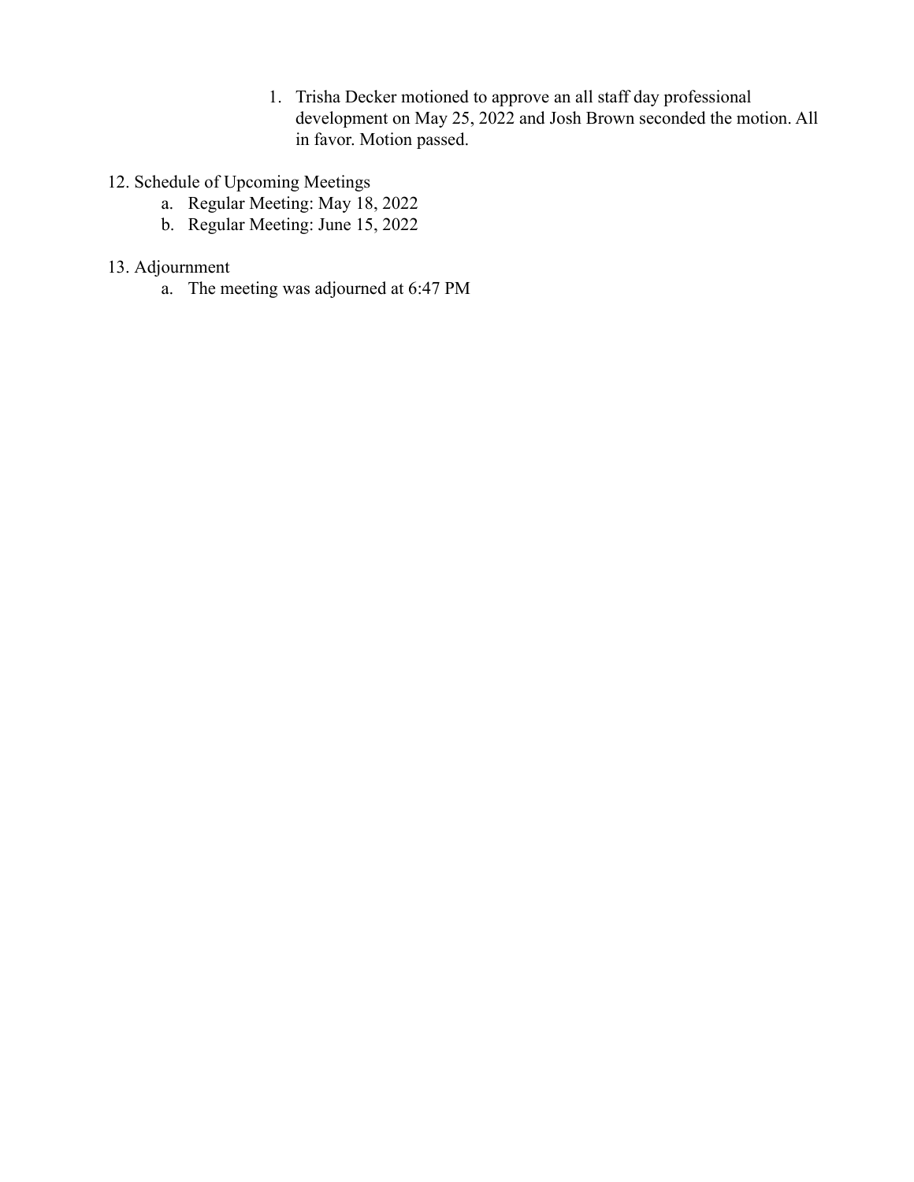1. Trisha Decker motioned to approve an all staff day professional development on May 25, 2022 and Josh Brown seconded the motion. All in favor. Motion passed.

12. Schedule of Upcoming Meetings
    a. Regular Meeting: May 18, 2022
    b. Regular Meeting: June 15, 2022

13. Adjournment
    a. The meeting was adjourned at 6:47 PM